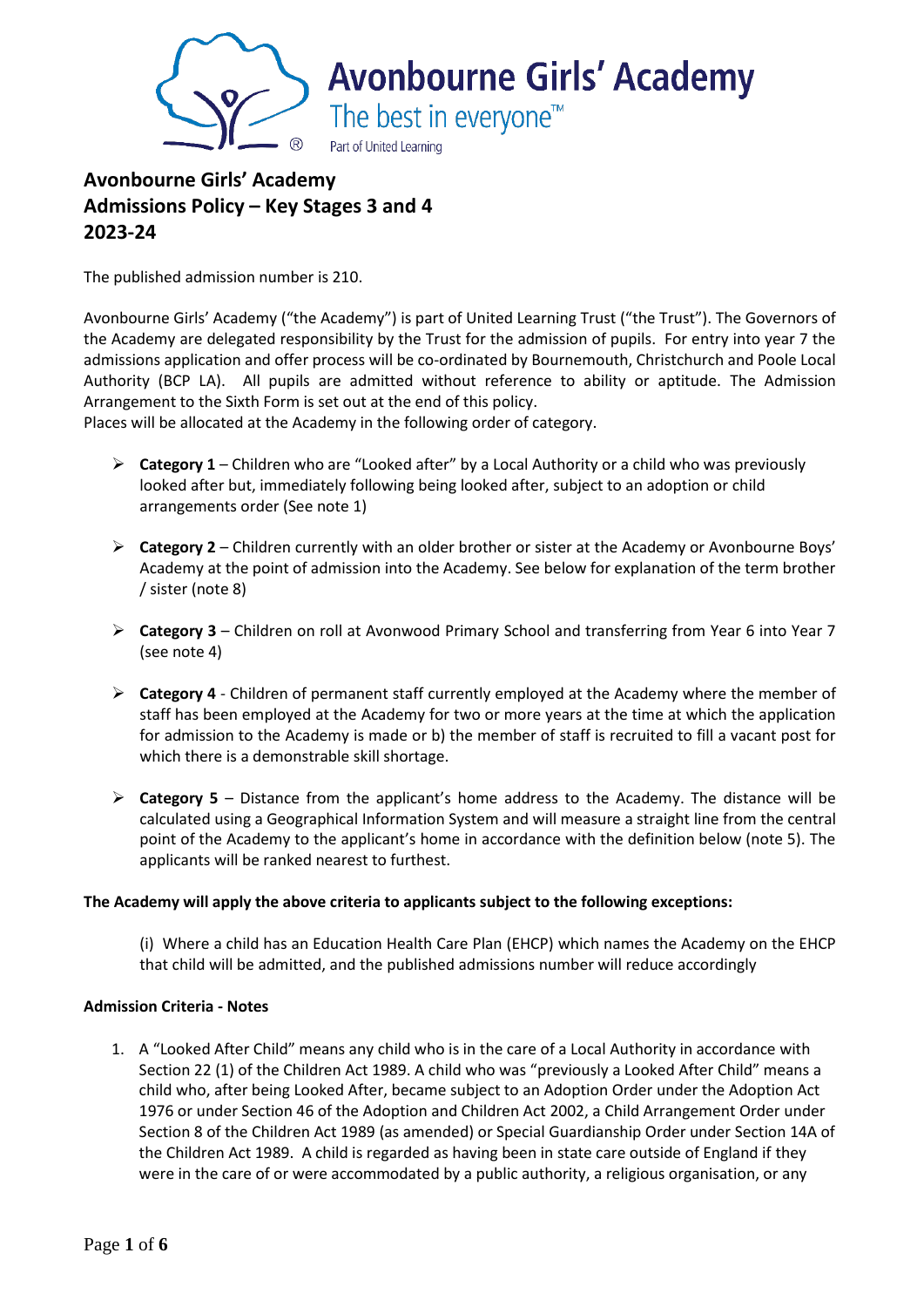Avonbourne Girls' Academy
The best in everyone™
Part of United Learning

# Avonbourne Girls' Academy
# Admissions Policy – Key Stages 3 and 4
# 2023-24

The published admission number is 210.

Avonbourne Girls' Academy ("the Academy") is part of United Learning Trust ("the Trust"). The Governors of the Academy are delegated responsibility by the Trust for the admission of pupils. For entry into year 7 the admissions application and offer process will be co-ordinated by Bournemouth, Christchurch and Poole Local Authority (BCP LA). All pupils are admitted without reference to ability or aptitude. The Admission Arrangement to the Sixth Form is set out at the end of this policy.
Places will be allocated at the Academy in the following order of category.

- **Category 1** – Children who are "Looked after" by a Local Authority or a child who was previously looked after but, immediately following being looked after, subject to an adoption or child arrangements order (See note 1)

- **Category 2** – Children currently with an older brother or sister at the Academy or Avonbourne Boys' Academy at the point of admission into the Academy. See below for explanation of the term brother / sister (note 8)

- **Category 3** – Children on roll at Avonwood Primary School and transferring from Year 6 into Year 7 (see note 4)

- **Category 4** - Children of permanent staff currently employed at the Academy where the member of staff has been employed at the Academy for two or more years at the time at which the application for admission to the Academy is made or b) the member of staff is recruited to fill a vacant post for which there is a demonstrable skill shortage.

- **Category 5** – Distance from the applicant's home address to the Academy. The distance will be calculated using a Geographical Information System and will measure a straight line from the central point of the Academy to the applicant's home in accordance with the definition below (note 5). The applicants will be ranked nearest to furthest.

**The Academy will apply the above criteria to applicants subject to the following exceptions:**

(i) Where a child has an Education Health Care Plan (EHCP) which names the Academy on the EHCP that child will be admitted, and the published admissions number will reduce accordingly

**Admission Criteria - Notes**

1. A "Looked After Child" means any child who is in the care of a Local Authority in accordance with Section 22 (1) of the Children Act 1989. A child who was "previously a Looked After Child" means a child who, after being Looked After, became subject to an Adoption Order under the Adoption Act 1976 or under Section 46 of the Adoption and Children Act 2002, a Child Arrangement Order under Section 8 of the Children Act 1989 (as amended) or Special Guardianship Order under Section 14A of the Children Act 1989. A child is regarded as having been in state care outside of England if they were in the care of or were accommodated by a public authority, a religious organisation, or any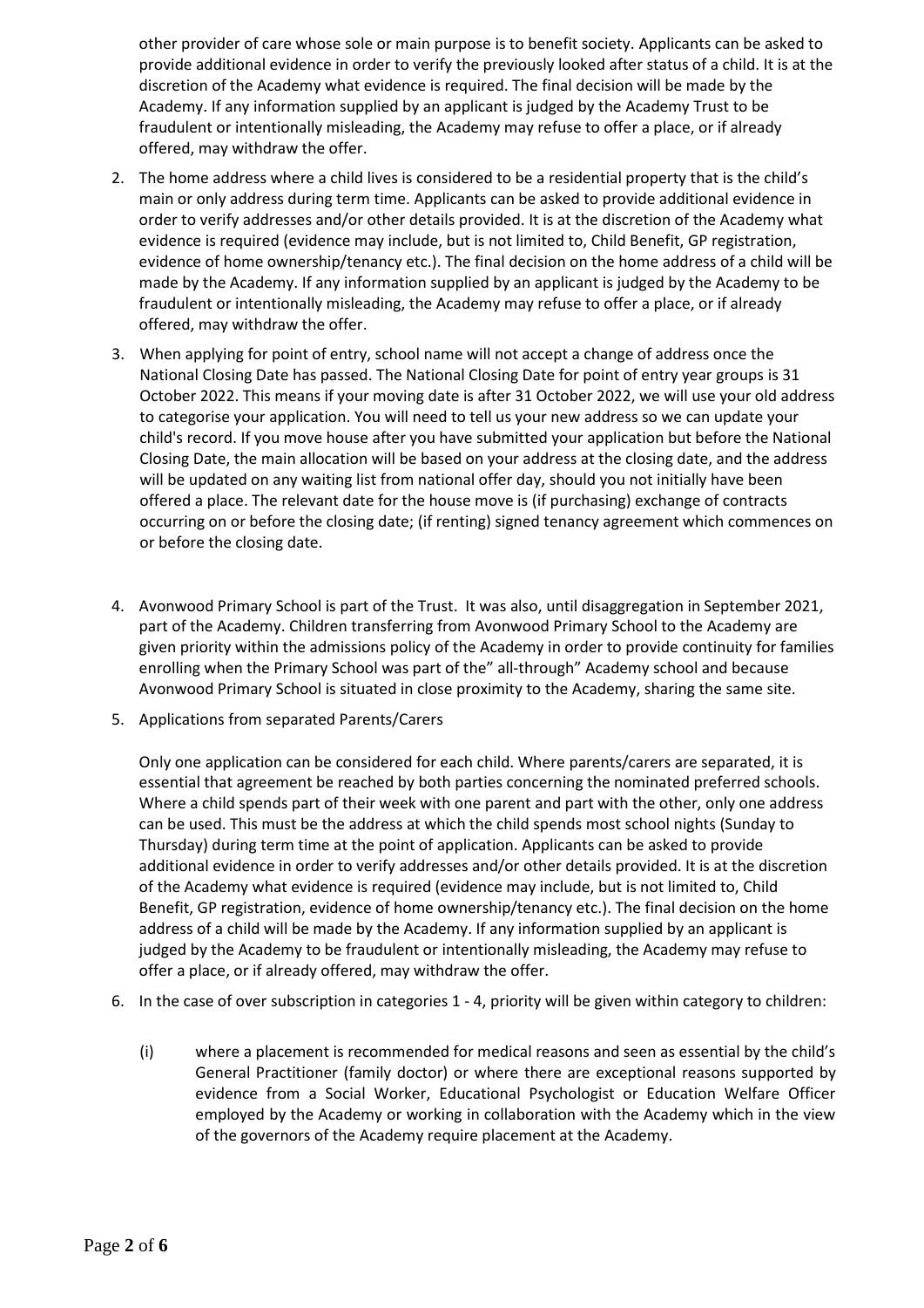other provider of care whose sole or main purpose is to benefit society. Applicants can be asked to provide additional evidence in order to verify the previously looked after status of a child. It is at the discretion of the Academy what evidence is required. The final decision will be made by the Academy. If any information supplied by an applicant is judged by the Academy Trust to be fraudulent or intentionally misleading, the Academy may refuse to offer a place, or if already offered, may withdraw the offer.

2. The home address where a child lives is considered to be a residential property that is the child's main or only address during term time. Applicants can be asked to provide additional evidence in order to verify addresses and/or other details provided. It is at the discretion of the Academy what evidence is required (evidence may include, but is not limited to, Child Benefit, GP registration, evidence of home ownership/tenancy etc.). The final decision on the home address of a child will be made by the Academy. If any information supplied by an applicant is judged by the Academy to be fraudulent or intentionally misleading, the Academy may refuse to offer a place, or if already offered, may withdraw the offer.

3. When applying for point of entry, school name will not accept a change of address once the National Closing Date has passed. The National Closing Date for point of entry year groups is 31 October 2022. This means if your moving date is after 31 October 2022, we will use your old address to categorise your application. You will need to tell us your new address so we can update your child's record. If you move house after you have submitted your application but before the National Closing Date, the main allocation will be based on your address at the closing date, and the address will be updated on any waiting list from national offer day, should you not initially have been offered a place. The relevant date for the house move is (if purchasing) exchange of contracts occurring on or before the closing date; (if renting) signed tenancy agreement which commences on or before the closing date.

4. Avonwood Primary School is part of the Trust. It was also, until disaggregation in September 2021, part of the Academy. Children transferring from Avonwood Primary School to the Academy are given priority within the admissions policy of the Academy in order to provide continuity for families enrolling when the Primary School was part of the" all-through" Academy school and because Avonwood Primary School is situated in close proximity to the Academy, sharing the same site.

5. Applications from separated Parents/Carers

   Only one application can be considered for each child. Where parents/carers are separated, it is essential that agreement be reached by both parties concerning the nominated preferred schools. Where a child spends part of their week with one parent and part with the other, only one address can be used. This must be the address at which the child spends most school nights (Sunday to Thursday) during term time at the point of application. Applicants can be asked to provide additional evidence in order to verify addresses and/or other details provided. It is at the discretion of the Academy what evidence is required (evidence may include, but is not limited to, Child Benefit, GP registration, evidence of home ownership/tenancy etc.). The final decision on the home address of a child will be made by the Academy. If any information supplied by an applicant is judged by the Academy to be fraudulent or intentionally misleading, the Academy may refuse to offer a place, or if already offered, may withdraw the offer.

6. In the case of over subscription in categories 1 - 4, priority will be given within category to children:

   (i) where a placement is recommended for medical reasons and seen as essential by the child's General Practitioner (family doctor) or where there are exceptional reasons supported by evidence from a Social Worker, Educational Psychologist or Education Welfare Officer employed by the Academy or working in collaboration with the Academy which in the view of the governors of the Academy require placement at the Academy.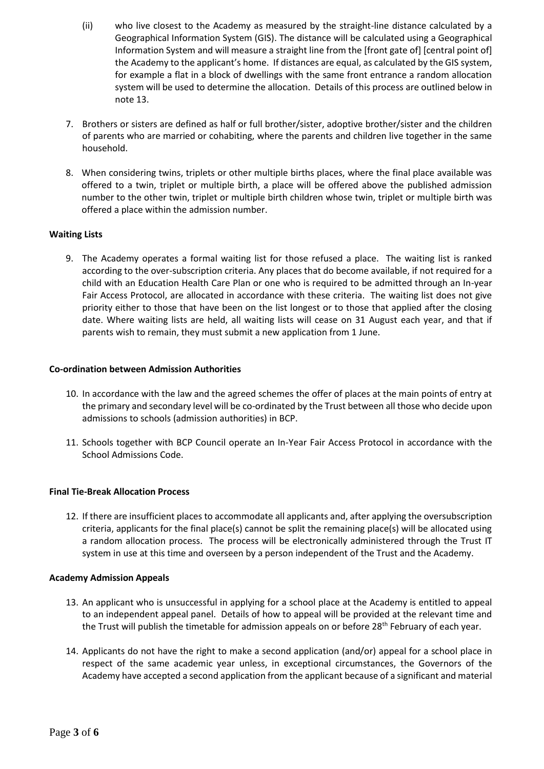(ii) who live closest to the Academy as measured by the straight-line distance calculated by a Geographical Information System (GIS). The distance will be calculated using a Geographical Information System and will measure a straight line from the [front gate of] [central point of] the Academy to the applicant's home. If distances are equal, as calculated by the GIS system, for example a flat in a block of dwellings with the same front entrance a random allocation system will be used to determine the allocation. Details of this process are outlined below in note 13.

7. Brothers or sisters are defined as half or full brother/sister, adoptive brother/sister and the children of parents who are married or cohabiting, where the parents and children live together in the same household.

8. When considering twins, triplets or other multiple births places, where the final place available was offered to a twin, triplet or multiple birth, a place will be offered above the published admission number to the other twin, triplet or multiple birth children whose twin, triplet or multiple birth was offered a place within the admission number.

**Waiting Lists**

9. The Academy operates a formal waiting list for those refused a place. The waiting list is ranked according to the over-subscription criteria. Any places that do become available, if not required for a child with an Education Health Care Plan or one who is required to be admitted through an In-year Fair Access Protocol, are allocated in accordance with these criteria. The waiting list does not give priority either to those that have been on the list longest or to those that applied after the closing date. Where waiting lists are held, all waiting lists will cease on 31 August each year, and that if parents wish to remain, they must submit a new application from 1 June.

**Co-ordination between Admission Authorities**

10. In accordance with the law and the agreed schemes the offer of places at the main points of entry at the primary and secondary level will be co-ordinated by the Trust between all those who decide upon admissions to schools (admission authorities) in BCP.

11. Schools together with BCP Council operate an In-Year Fair Access Protocol in accordance with the School Admissions Code.

**Final Tie-Break Allocation Process**

12. If there are insufficient places to accommodate all applicants and, after applying the oversubscription criteria, applicants for the final place(s) cannot be split the remaining place(s) will be allocated using a random allocation process. The process will be electronically administered through the Trust IT system in use at this time and overseen by a person independent of the Trust and the Academy.

**Academy Admission Appeals**

13. An applicant who is unsuccessful in applying for a school place at the Academy is entitled to appeal to an independent appeal panel. Details of how to appeal will be provided at the relevant time and the Trust will publish the timetable for admission appeals on or before 28th February of each year.

14. Applicants do not have the right to make a second application (and/or) appeal for a school place in respect of the same academic year unless, in exceptional circumstances, the Governors of the Academy have accepted a second application from the applicant because of a significant and material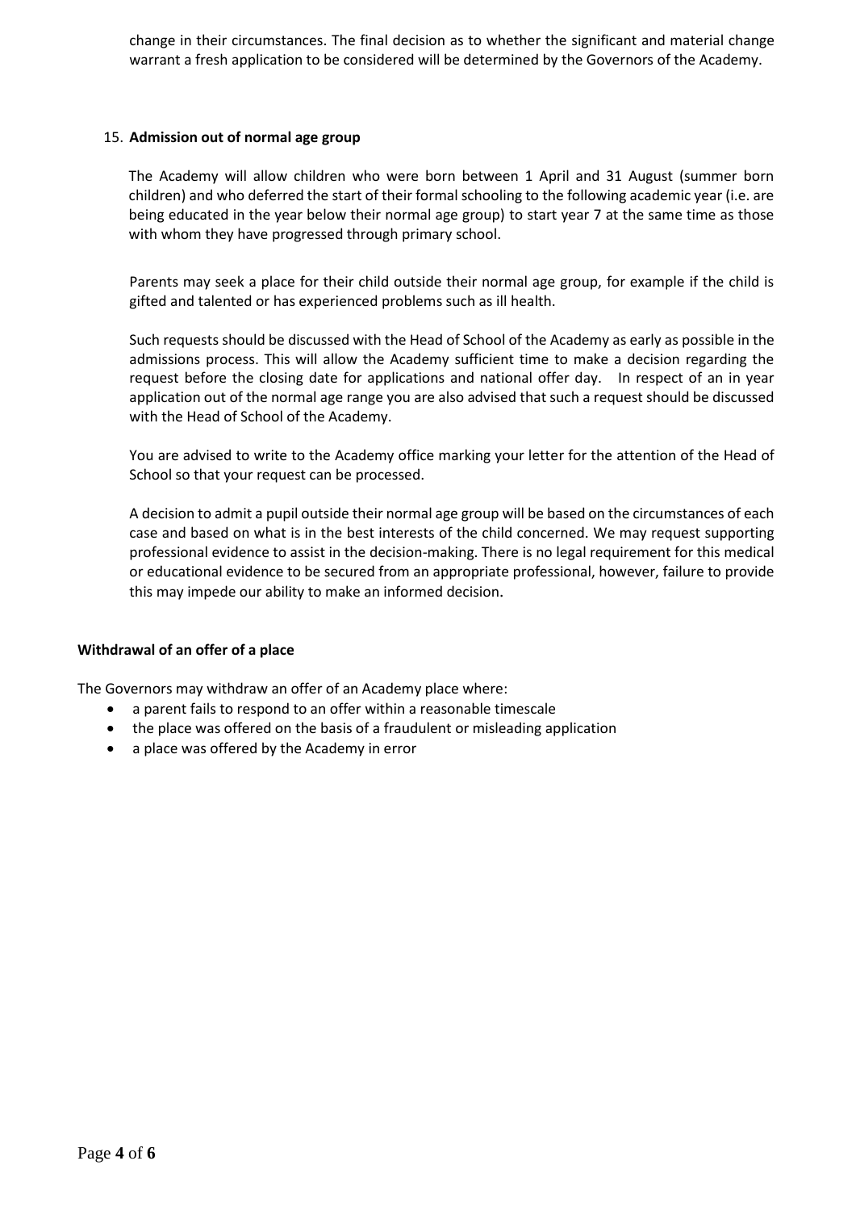change in their circumstances. The final decision as to whether the significant and material change warrant a fresh application to be considered will be determined by the Governors of the Academy.

15. **Admission out of normal age group**

The Academy will allow children who were born between 1 April and 31 August (summer born children) and who deferred the start of their formal schooling to the following academic year (i.e. are being educated in the year below their normal age group) to start year 7 at the same time as those with whom they have progressed through primary school.

Parents may seek a place for their child outside their normal age group, for example if the child is gifted and talented or has experienced problems such as ill health.

Such requests should be discussed with the Head of School of the Academy as early as possible in the admissions process. This will allow the Academy sufficient time to make a decision regarding the request before the closing date for applications and national offer day. In respect of an in year application out of the normal age range you are also advised that such a request should be discussed with the Head of School of the Academy.

You are advised to write to the Academy office marking your letter for the attention of the Head of School so that your request can be processed.

A decision to admit a pupil outside their normal age group will be based on the circumstances of each case and based on what is in the best interests of the child concerned. We may request supporting professional evidence to assist in the decision-making. There is no legal requirement for this medical or educational evidence to be secured from an appropriate professional, however, failure to provide this may impede our ability to make an informed decision.

**Withdrawal of an offer of a place**

The Governors may withdraw an offer of an Academy place where:

- a parent fails to respond to an offer within a reasonable timescale
- the place was offered on the basis of a fraudulent or misleading application
- a place was offered by the Academy in error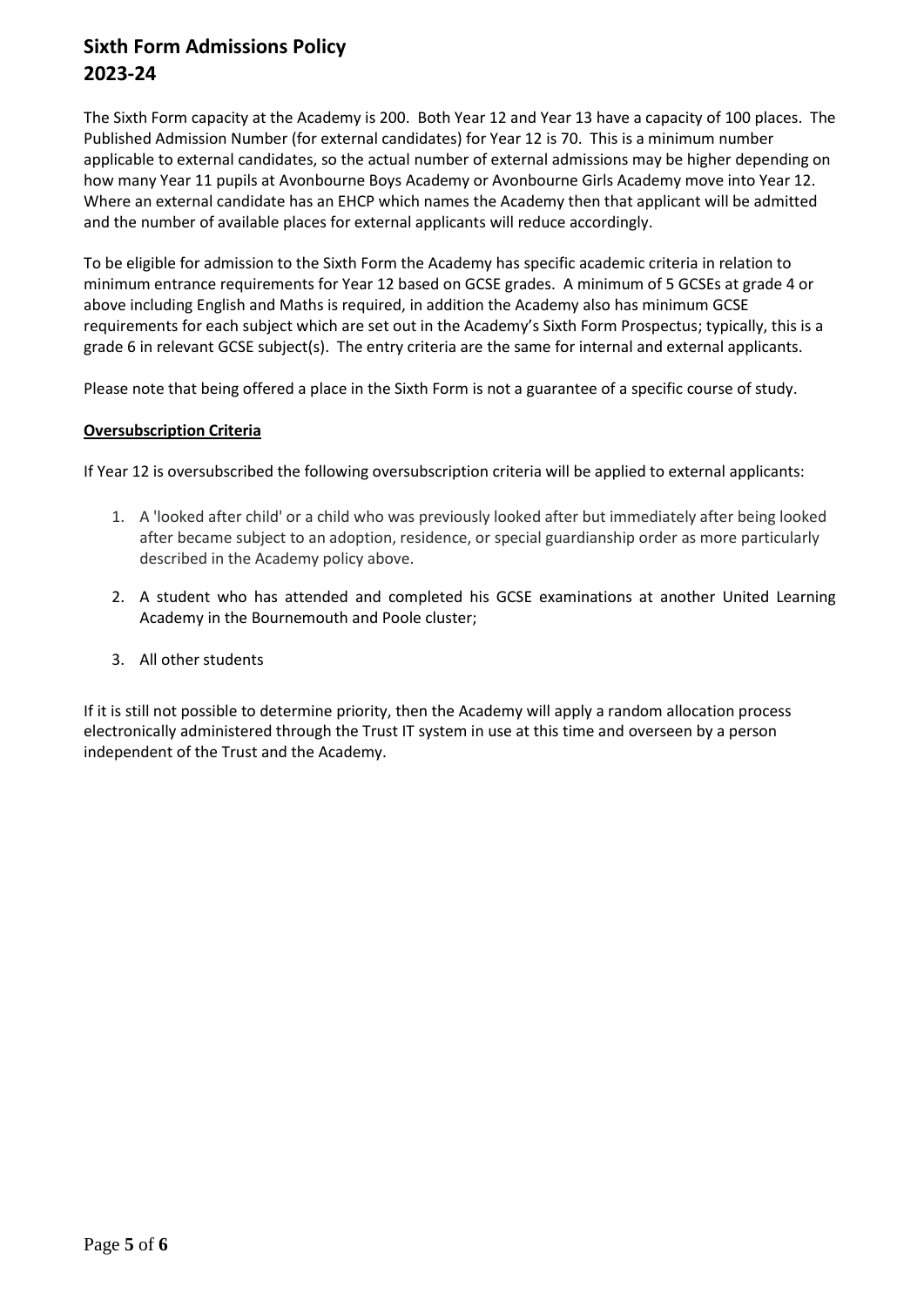# Sixth Form Admissions Policy 2023-24

The Sixth Form capacity at the Academy is 200. Both Year 12 and Year 13 have a capacity of 100 places. The Published Admission Number (for external candidates) for Year 12 is 70. This is a minimum number applicable to external candidates, so the actual number of external admissions may be higher depending on how many Year 11 pupils at Avonbourne Boys Academy or Avonbourne Girls Academy move into Year 12. Where an external candidate has an EHCP which names the Academy then that applicant will be admitted and the number of available places for external applicants will reduce accordingly.

To be eligible for admission to the Sixth Form the Academy has specific academic criteria in relation to minimum entrance requirements for Year 12 based on GCSE grades. A minimum of 5 GCSEs at grade 4 or above including English and Maths is required, in addition the Academy also has minimum GCSE requirements for each subject which are set out in the Academy's Sixth Form Prospectus; typically, this is a grade 6 in relevant GCSE subject(s). The entry criteria are the same for internal and external applicants.

Please note that being offered a place in the Sixth Form is not a guarantee of a specific course of study.

**Oversubscription Criteria**

If Year 12 is oversubscribed the following oversubscription criteria will be applied to external applicants:

1. A 'looked after child' or a child who was previously looked after but immediately after being looked after became subject to an adoption, residence, or special guardianship order as more particularly described in the Academy policy above.
2. A student who has attended and completed his GCSE examinations at another United Learning Academy in the Bournemouth and Poole cluster;
3. All other students

If it is still not possible to determine priority, then the Academy will apply a random allocation process electronically administered through the Trust IT system in use at this time and overseen by a person independent of the Trust and the Academy.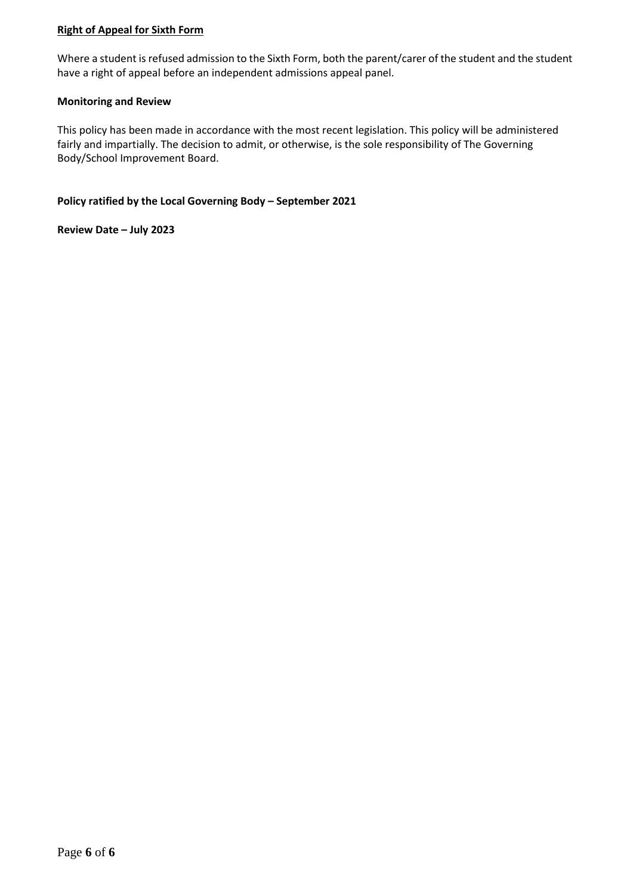### **Right of Appeal for Sixth Form**

Where a student is refused admission to the Sixth Form, both the parent/carer of the student and the student have a right of appeal before an independent admissions appeal panel.

### **Monitoring and Review**

This policy has been made in accordance with the most recent legislation. This policy will be administered fairly and impartially. The decision to admit, or otherwise, is the sole responsibility of The Governing Body/School Improvement Board.

**Policy ratified by the Local Governing Body – September 2021**

**Review Date – July 2023**